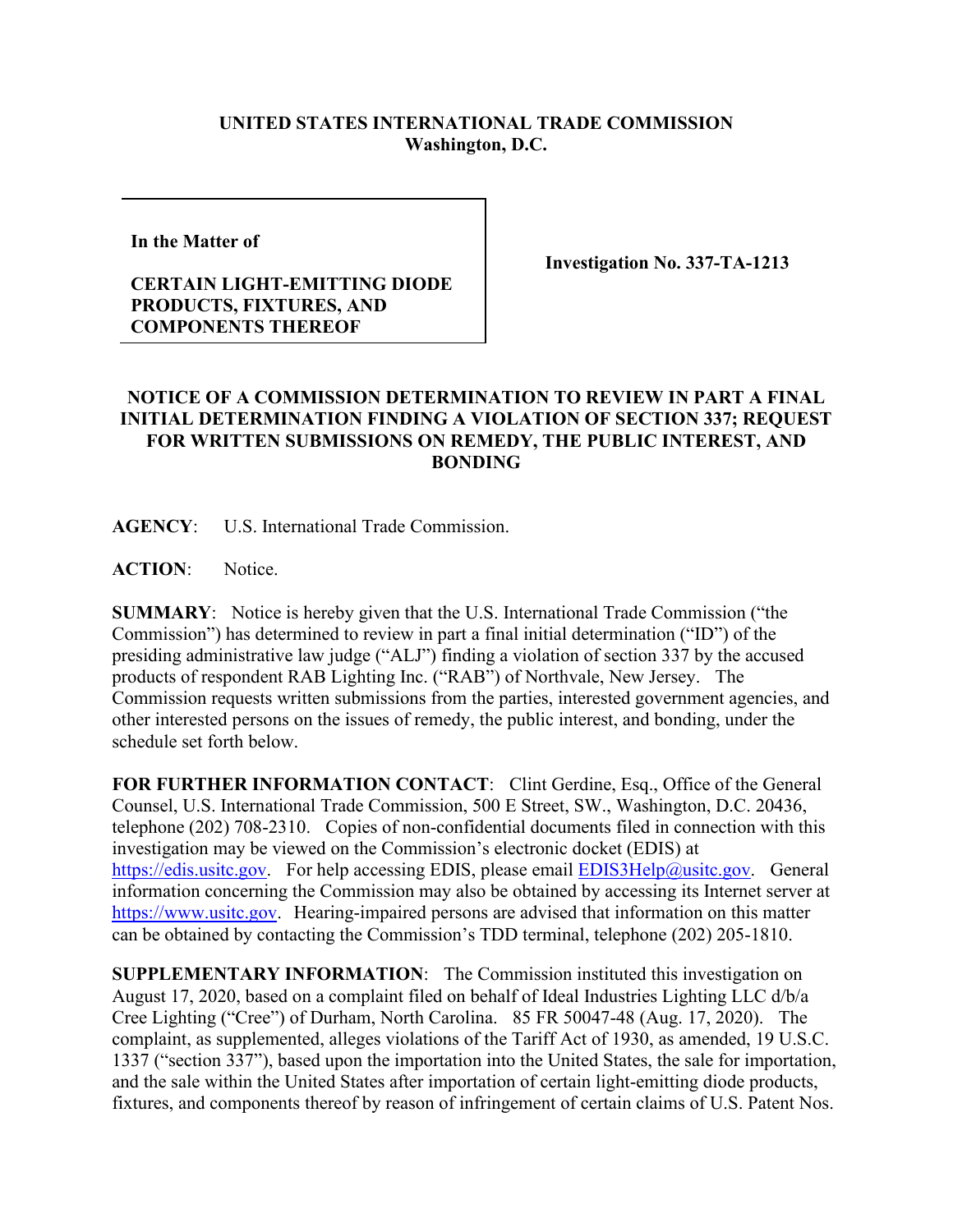**UNITED STATES INTERNATIONAL TRADE COMMISSION**
**Washington, D.C.**

| **In the Matter of**<br><br>**CERTAIN LIGHT-EMITTING DIODE PRODUCTS, FIXTURES, AND COMPONENTS THEREOF** | **Investigation No. 337-TA-1213** |
|---|---|

**NOTICE OF A COMMISSION DETERMINATION TO REVIEW IN PART A FINAL INITIAL DETERMINATION FINDING A VIOLATION OF SECTION 337; REQUEST FOR WRITTEN SUBMISSIONS ON REMEDY, THE PUBLIC INTEREST, AND BONDING**

**AGENCY**: U.S. International Trade Commission.

**ACTION**: Notice.

**SUMMARY**: Notice is hereby given that the U.S. International Trade Commission ("the Commission") has determined to review in part a final initial determination ("ID") of the presiding administrative law judge ("ALJ") finding a violation of section 337 by the accused products of respondent RAB Lighting Inc. ("RAB") of Northvale, New Jersey. The Commission requests written submissions from the parties, interested government agencies, and other interested persons on the issues of remedy, the public interest, and bonding, under the schedule set forth below.

**FOR FURTHER INFORMATION CONTACT**: Clint Gerdine, Esq., Office of the General Counsel, U.S. International Trade Commission, 500 E Street, SW., Washington, D.C. 20436, telephone (202) 708-2310. Copies of non-confidential documents filed in connection with this investigation may be viewed on the Commission's electronic docket (EDIS) at https://edis.usitc.gov. For help accessing EDIS, please email EDIS3Help@usitc.gov. General information concerning the Commission may also be obtained by accessing its Internet server at https://www.usitc.gov. Hearing-impaired persons are advised that information on this matter can be obtained by contacting the Commission's TDD terminal, telephone (202) 205-1810.

**SUPPLEMENTARY INFORMATION**: The Commission instituted this investigation on August 17, 2020, based on a complaint filed on behalf of Ideal Industries Lighting LLC d/b/a Cree Lighting ("Cree") of Durham, North Carolina. 85 FR 50047-48 (Aug. 17, 2020). The complaint, as supplemented, alleges violations of the Tariff Act of 1930, as amended, 19 U.S.C. 1337 ("section 337"), based upon the importation into the United States, the sale for importation, and the sale within the United States after importation of certain light-emitting diode products, fixtures, and components thereof by reason of infringement of certain claims of U.S. Patent Nos.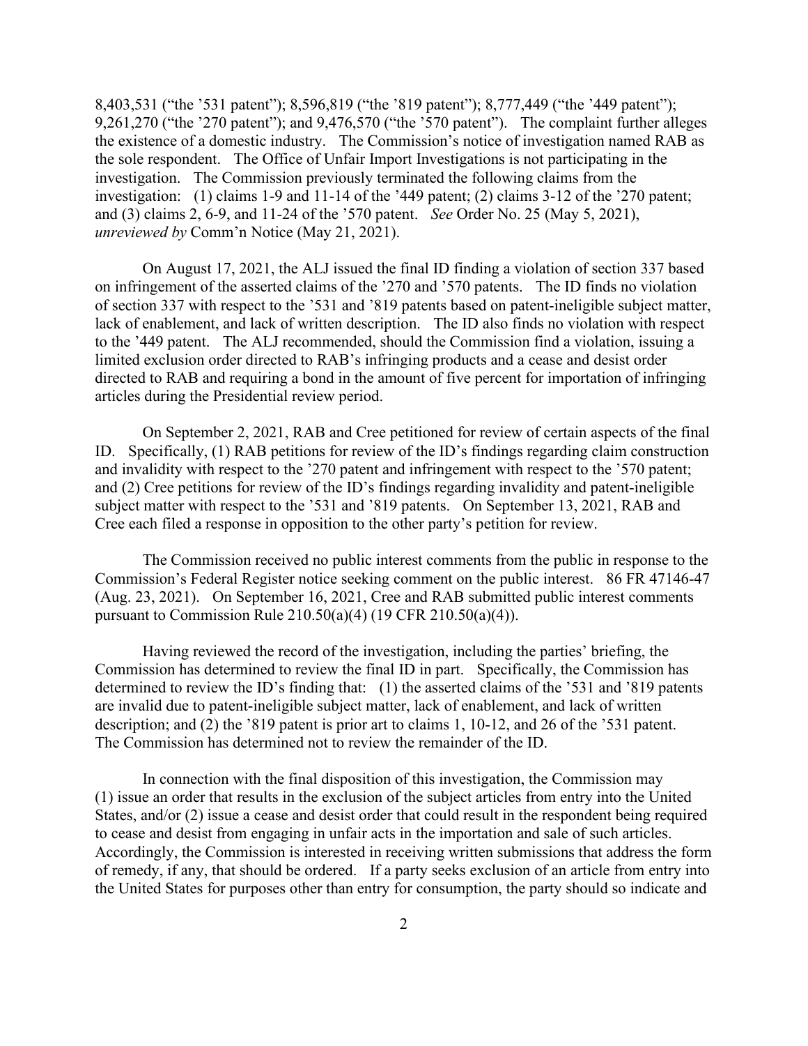8,403,531 ("the '531 patent"); 8,596,819 ("the '819 patent"); 8,777,449 ("the '449 patent"); 9,261,270 ("the '270 patent"); and 9,476,570 ("the '570 patent"). The complaint further alleges the existence of a domestic industry. The Commission's notice of investigation named RAB as the sole respondent. The Office of Unfair Import Investigations is not participating in the investigation. The Commission previously terminated the following claims from the investigation: (1) claims 1-9 and 11-14 of the '449 patent; (2) claims 3-12 of the '270 patent; and (3) claims 2, 6-9, and 11-24 of the '570 patent. *See* Order No. 25 (May 5, 2021), *unreviewed by* Comm'n Notice (May 21, 2021).

On August 17, 2021, the ALJ issued the final ID finding a violation of section 337 based on infringement of the asserted claims of the '270 and '570 patents. The ID finds no violation of section 337 with respect to the '531 and '819 patents based on patent-ineligible subject matter, lack of enablement, and lack of written description. The ID also finds no violation with respect to the '449 patent. The ALJ recommended, should the Commission find a violation, issuing a limited exclusion order directed to RAB's infringing products and a cease and desist order directed to RAB and requiring a bond in the amount of five percent for importation of infringing articles during the Presidential review period.

On September 2, 2021, RAB and Cree petitioned for review of certain aspects of the final ID. Specifically, (1) RAB petitions for review of the ID's findings regarding claim construction and invalidity with respect to the '270 patent and infringement with respect to the '570 patent; and (2) Cree petitions for review of the ID's findings regarding invalidity and patent-ineligible subject matter with respect to the '531 and '819 patents. On September 13, 2021, RAB and Cree each filed a response in opposition to the other party's petition for review.

The Commission received no public interest comments from the public in response to the Commission's Federal Register notice seeking comment on the public interest. 86 FR 47146-47 (Aug. 23, 2021). On September 16, 2021, Cree and RAB submitted public interest comments pursuant to Commission Rule 210.50(a)(4) (19 CFR 210.50(a)(4)).

Having reviewed the record of the investigation, including the parties' briefing, the Commission has determined to review the final ID in part. Specifically, the Commission has determined to review the ID's finding that: (1) the asserted claims of the '531 and '819 patents are invalid due to patent-ineligible subject matter, lack of enablement, and lack of written description; and (2) the '819 patent is prior art to claims 1, 10-12, and 26 of the '531 patent. The Commission has determined not to review the remainder of the ID.

In connection with the final disposition of this investigation, the Commission may (1) issue an order that results in the exclusion of the subject articles from entry into the United States, and/or (2) issue a cease and desist order that could result in the respondent being required to cease and desist from engaging in unfair acts in the importation and sale of such articles. Accordingly, the Commission is interested in receiving written submissions that address the form of remedy, if any, that should be ordered. If a party seeks exclusion of an article from entry into the United States for purposes other than entry for consumption, the party should so indicate and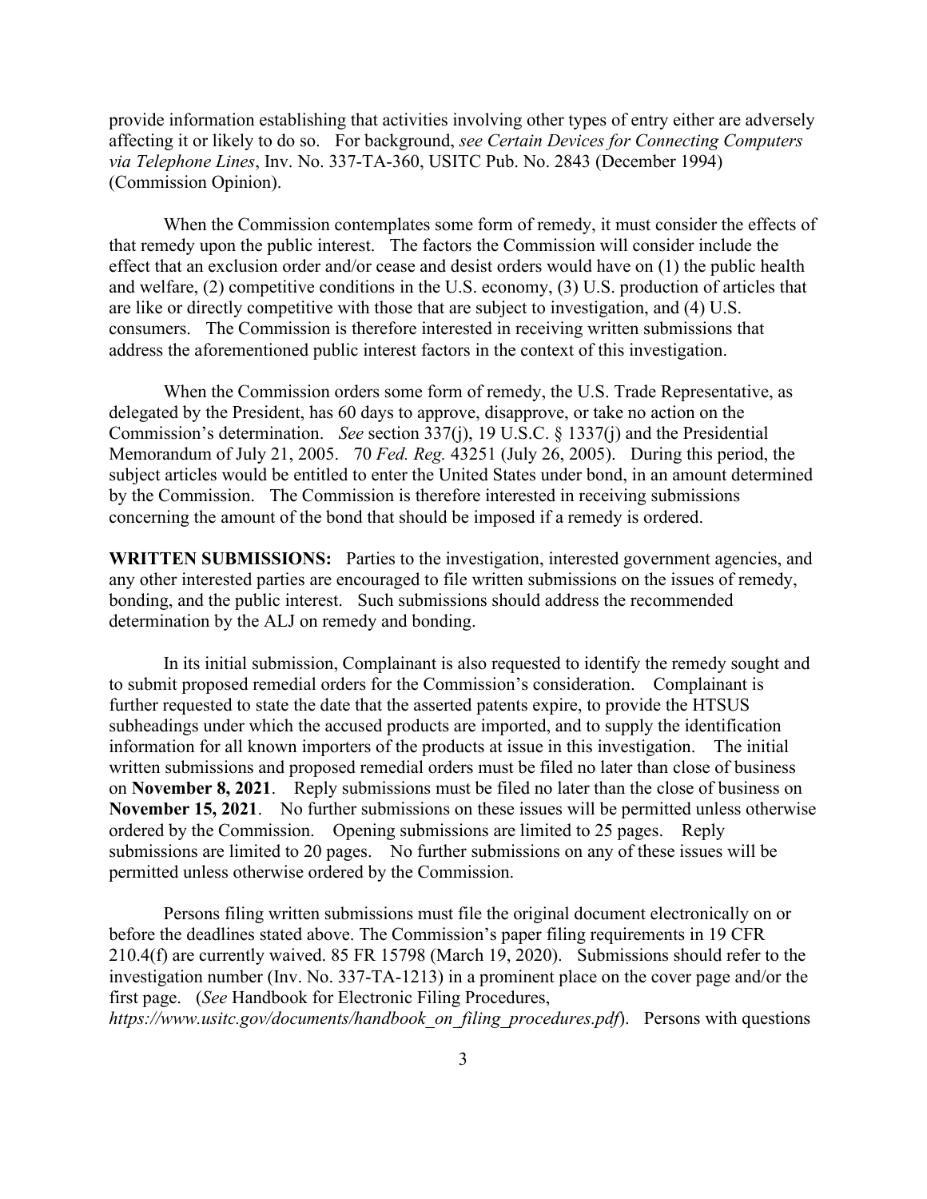provide information establishing that activities involving other types of entry either are adversely affecting it or likely to do so. For background, *see Certain Devices for Connecting Computers via Telephone Lines*, Inv. No. 337-TA-360, USITC Pub. No. 2843 (December 1994) (Commission Opinion).

When the Commission contemplates some form of remedy, it must consider the effects of that remedy upon the public interest. The factors the Commission will consider include the effect that an exclusion order and/or cease and desist orders would have on (1) the public health and welfare, (2) competitive conditions in the U.S. economy, (3) U.S. production of articles that are like or directly competitive with those that are subject to investigation, and (4) U.S. consumers. The Commission is therefore interested in receiving written submissions that address the aforementioned public interest factors in the context of this investigation.

When the Commission orders some form of remedy, the U.S. Trade Representative, as delegated by the President, has 60 days to approve, disapprove, or take no action on the Commission's determination. *See* section 337(j), 19 U.S.C. § 1337(j) and the Presidential Memorandum of July 21, 2005. 70 *Fed. Reg.* 43251 (July 26, 2005). During this period, the subject articles would be entitled to enter the United States under bond, in an amount determined by the Commission. The Commission is therefore interested in receiving submissions concerning the amount of the bond that should be imposed if a remedy is ordered.

**WRITTEN SUBMISSIONS:** Parties to the investigation, interested government agencies, and any other interested parties are encouraged to file written submissions on the issues of remedy, bonding, and the public interest. Such submissions should address the recommended determination by the ALJ on remedy and bonding.

In its initial submission, Complainant is also requested to identify the remedy sought and to submit proposed remedial orders for the Commission's consideration. Complainant is further requested to state the date that the asserted patents expire, to provide the HTSUS subheadings under which the accused products are imported, and to supply the identification information for all known importers of the products at issue in this investigation. The initial written submissions and proposed remedial orders must be filed no later than close of business on **November 8, 2021**. Reply submissions must be filed no later than the close of business on **November 15, 2021**. No further submissions on these issues will be permitted unless otherwise ordered by the Commission. Opening submissions are limited to 25 pages. Reply submissions are limited to 20 pages. No further submissions on any of these issues will be permitted unless otherwise ordered by the Commission.

Persons filing written submissions must file the original document electronically on or before the deadlines stated above. The Commission's paper filing requirements in 19 CFR 210.4(f) are currently waived. 85 FR 15798 (March 19, 2020). Submissions should refer to the investigation number (Inv. No. 337-TA-1213) in a prominent place on the cover page and/or the first page. (*See* Handbook for Electronic Filing Procedures, *https://www.usitc.gov/documents/handbook_on_filing_procedures.pdf*). Persons with questions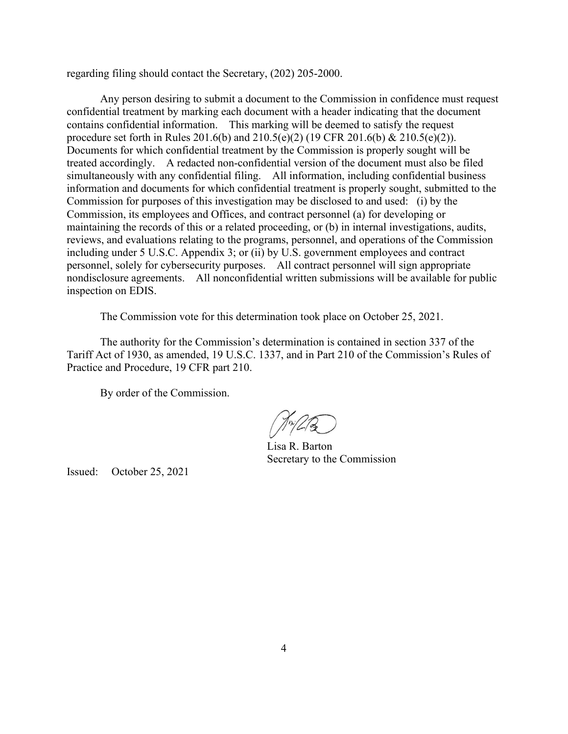regarding filing should contact the Secretary, (202) 205-2000.

Any person desiring to submit a document to the Commission in confidence must request confidential treatment by marking each document with a header indicating that the document contains confidential information. This marking will be deemed to satisfy the request procedure set forth in Rules 201.6(b) and 210.5(e)(2) (19 CFR 201.6(b) & 210.5(e)(2)). Documents for which confidential treatment by the Commission is properly sought will be treated accordingly. A redacted non-confidential version of the document must also be filed simultaneously with any confidential filing. All information, including confidential business information and documents for which confidential treatment is properly sought, submitted to the Commission for purposes of this investigation may be disclosed to and used: (i) by the Commission, its employees and Offices, and contract personnel (a) for developing or maintaining the records of this or a related proceeding, or (b) in internal investigations, audits, reviews, and evaluations relating to the programs, personnel, and operations of the Commission including under 5 U.S.C. Appendix 3; or (ii) by U.S. government employees and contract personnel, solely for cybersecurity purposes. All contract personnel will sign appropriate nondisclosure agreements. All nonconfidential written submissions will be available for public inspection on EDIS.

The Commission vote for this determination took place on October 25, 2021.

The authority for the Commission's determination is contained in section 337 of the Tariff Act of 1930, as amended, 19 U.S.C. 1337, and in Part 210 of the Commission's Rules of Practice and Procedure, 19 CFR part 210.

By order of the Commission.

Lisa R. Barton
Secretary to the Commission

Issued: October 25, 2021